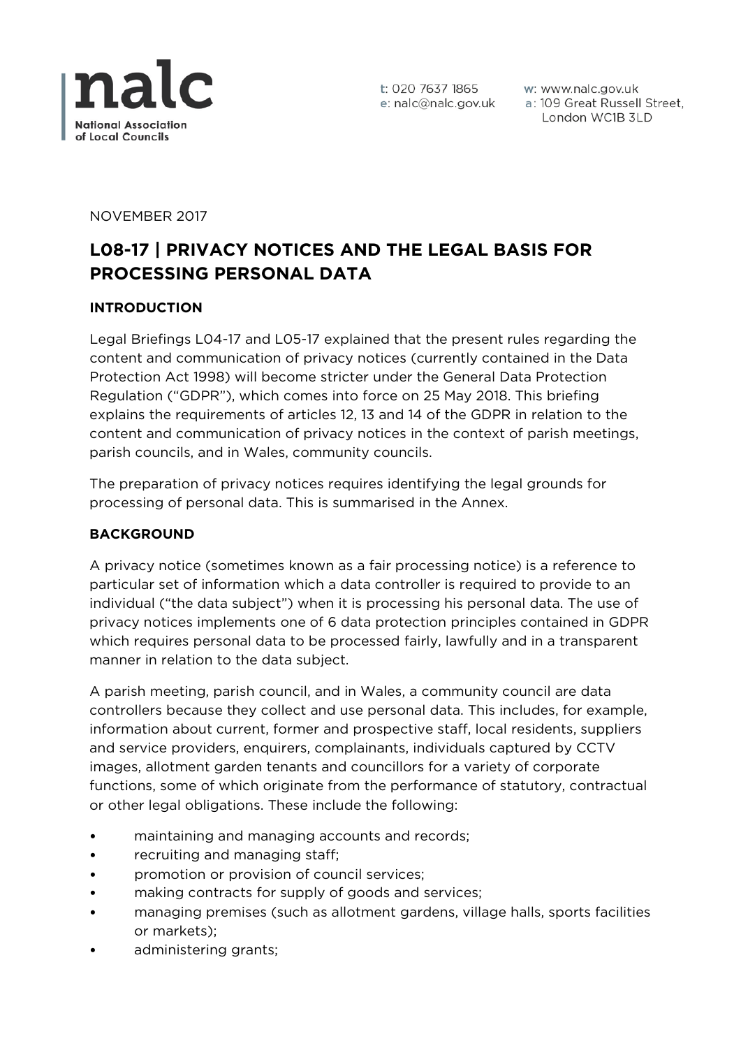nalc

National Association of Local Councils

t: 020 7637 1865
e: nalc@nalc.gov.uk
w: www.nalc.gov.uk
a: 109 Great Russell Street, London WC1B 3LD

NOVEMBER 2017

# L08-17 | PRIVACY NOTICES AND THE LEGAL BASIS FOR PROCESSING PERSONAL DATA

## INTRODUCTION

Legal Briefings L04-17 and L05-17 explained that the present rules regarding the content and communication of privacy notices (currently contained in the Data Protection Act 1998) will become stricter under the General Data Protection Regulation ("GDPR"), which comes into force on 25 May 2018. This briefing explains the requirements of articles 12, 13 and 14 of the GDPR in relation to the content and communication of privacy notices in the context of parish meetings, parish councils, and in Wales, community councils.

The preparation of privacy notices requires identifying the legal grounds for processing of personal data. This is summarised in the Annex.

## BACKGROUND

A privacy notice (sometimes known as a fair processing notice) is a reference to particular set of information which a data controller is required to provide to an individual ("the data subject") when it is processing his personal data. The use of privacy notices implements one of 6 data protection principles contained in GDPR which requires personal data to be processed fairly, lawfully and in a transparent manner in relation to the data subject.

A parish meeting, parish council, and in Wales, a community council are data controllers because they collect and use personal data. This includes, for example, information about current, former and prospective staff, local residents, suppliers and service providers, enquirers, complainants, individuals captured by CCTV images, allotment garden tenants and councillors for a variety of corporate functions, some of which originate from the performance of statutory, contractual or other legal obligations. These include the following:

- maintaining and managing accounts and records;
- recruiting and managing staff;
- promotion or provision of council services;
- making contracts for supply of goods and services;
- managing premises (such as allotment gardens, village halls, sports facilities or markets);
- administering grants;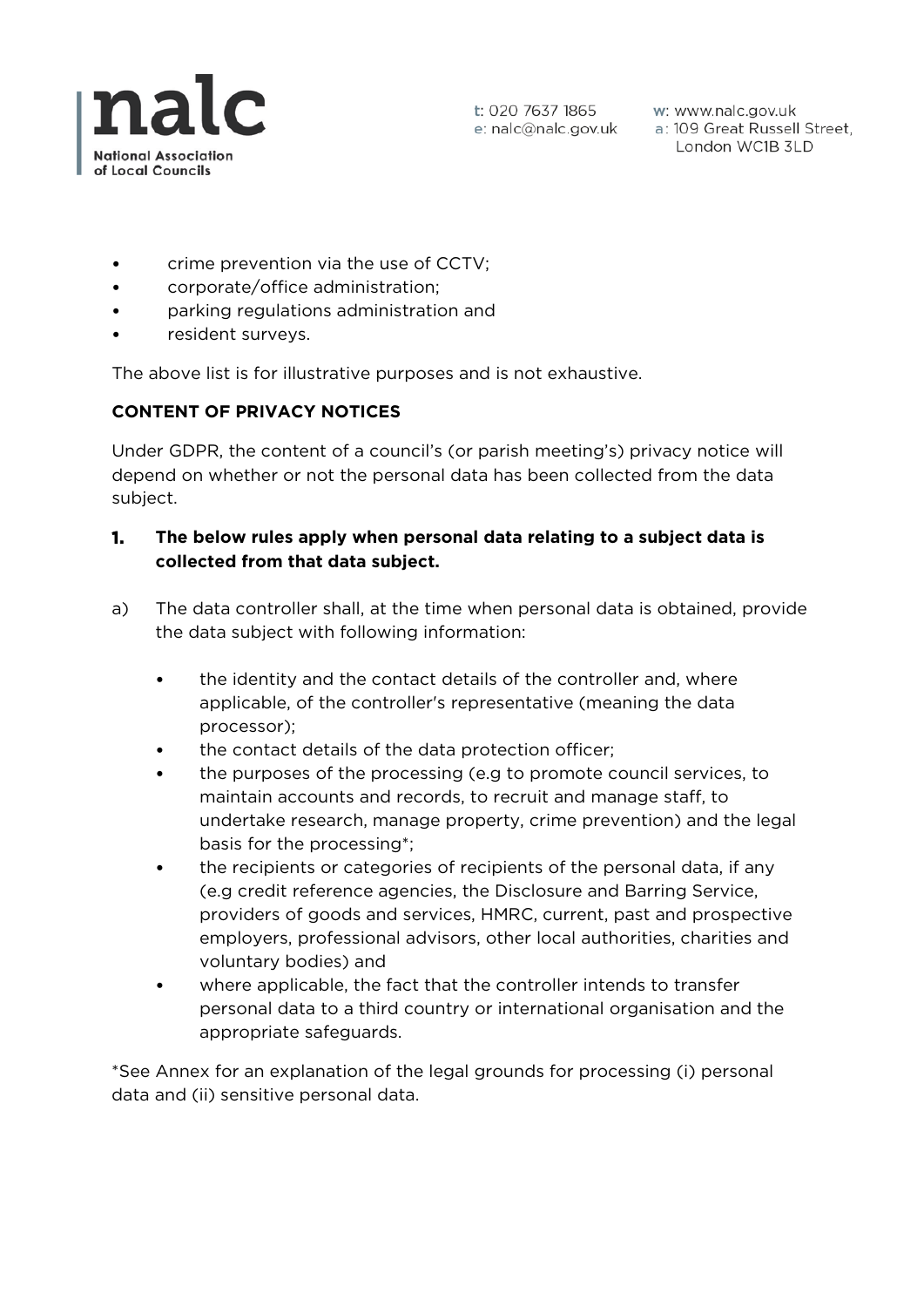- crime prevention via the use of CCTV;
- corporate/office administration;
- parking regulations administration and
- resident surveys.

The above list is for illustrative purposes and is not exhaustive.

**CONTENT OF PRIVACY NOTICES**

Under GDPR, the content of a council's (or parish meeting's) privacy notice will depend on whether or not the personal data has been collected from the data subject.

**1. The below rules apply when personal data relating to a subject data is collected from that data subject.**

a) The data controller shall, at the time when personal data is obtained, provide the data subject with following information:

- the identity and the contact details of the controller and, where applicable, of the controller's representative (meaning the data processor);
- the contact details of the data protection officer;
- the purposes of the processing (e.g to promote council services, to maintain accounts and records, to recruit and manage staff, to undertake research, manage property, crime prevention) and the legal basis for the processing*;
- the recipients or categories of recipients of the personal data, if any (e.g credit reference agencies, the Disclosure and Barring Service, providers of goods and services, HMRC, current, past and prospective employers, professional advisors, other local authorities, charities and voluntary bodies) and
- where applicable, the fact that the controller intends to transfer personal data to a third country or international organisation and the appropriate safeguards.

*See Annex for an explanation of the legal grounds for processing (i) personal data and (ii) sensitive personal data.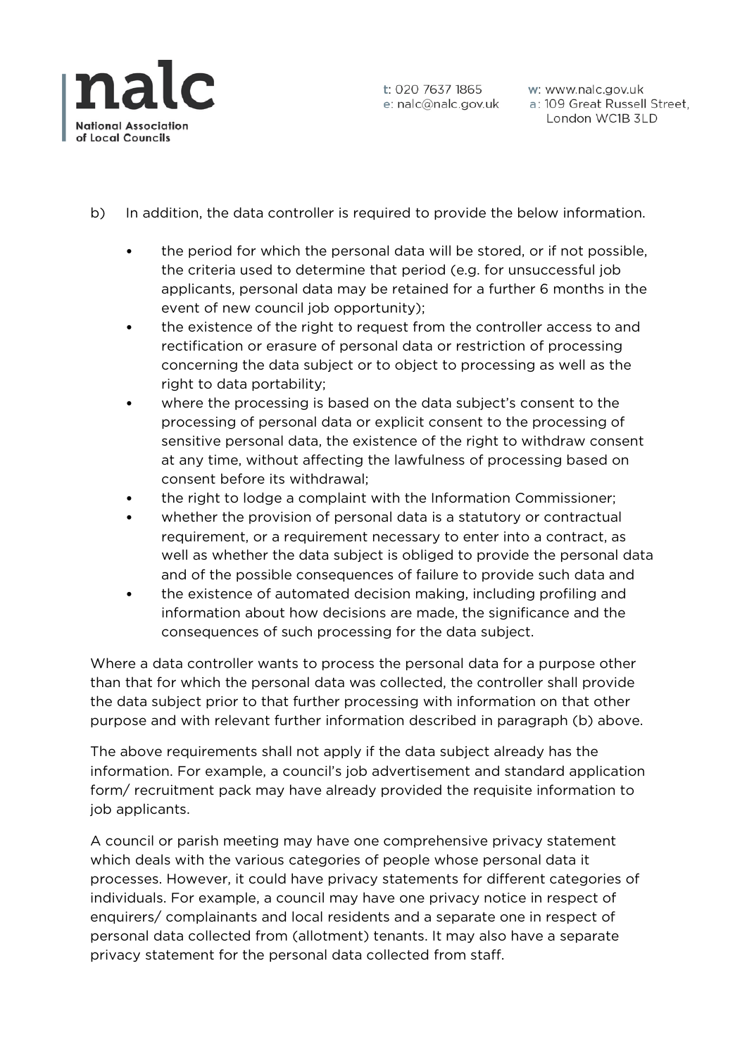b) In addition, the data controller is required to provide the below information.

- the period for which the personal data will be stored, or if not possible, the criteria used to determine that period (e.g. for unsuccessful job applicants, personal data may be retained for a further 6 months in the event of new council job opportunity);
- the existence of the right to request from the controller access to and rectification or erasure of personal data or restriction of processing concerning the data subject or to object to processing as well as the right to data portability;
- where the processing is based on the data subject's consent to the processing of personal data or explicit consent to the processing of sensitive personal data, the existence of the right to withdraw consent at any time, without affecting the lawfulness of processing based on consent before its withdrawal;
- the right to lodge a complaint with the Information Commissioner;
- whether the provision of personal data is a statutory or contractual requirement, or a requirement necessary to enter into a contract, as well as whether the data subject is obliged to provide the personal data and of the possible consequences of failure to provide such data and
- the existence of automated decision making, including profiling and information about how decisions are made, the significance and the consequences of such processing for the data subject.

Where a data controller wants to process the personal data for a purpose other than that for which the personal data was collected, the controller shall provide the data subject prior to that further processing with information on that other purpose and with relevant further information described in paragraph (b) above.

The above requirements shall not apply if the data subject already has the information. For example, a council's job advertisement and standard application form/ recruitment pack may have already provided the requisite information to job applicants.

A council or parish meeting may have one comprehensive privacy statement which deals with the various categories of people whose personal data it processes. However, it could have privacy statements for different categories of individuals. For example, a council may have one privacy notice in respect of enquirers/ complainants and local residents and a separate one in respect of personal data collected from (allotment) tenants. It may also have a separate privacy statement for the personal data collected from staff.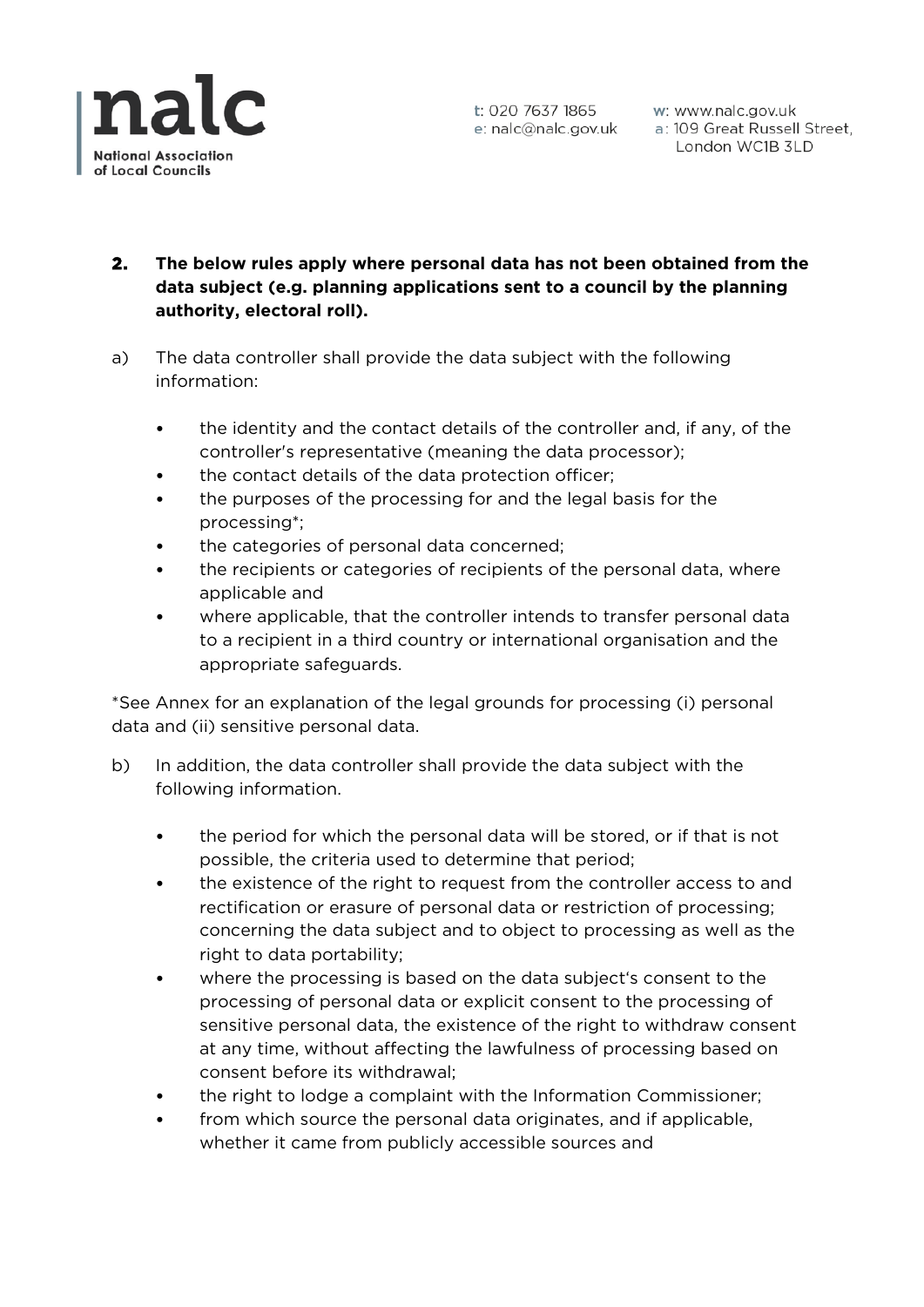**2. The below rules apply where personal data has not been obtained from the data subject (e.g. planning applications sent to a council by the planning authority, electoral roll).**

a) The data controller shall provide the data subject with the following information:

- the identity and the contact details of the controller and, if any, of the controller's representative (meaning the data processor);
- the contact details of the data protection officer;
- the purposes of the processing for and the legal basis for the processing*;
- the categories of personal data concerned;
- the recipients or categories of recipients of the personal data, where applicable and
- where applicable, that the controller intends to transfer personal data to a recipient in a third country or international organisation and the appropriate safeguards.

*See Annex for an explanation of the legal grounds for processing (i) personal data and (ii) sensitive personal data.

b) In addition, the data controller shall provide the data subject with the following information.

- the period for which the personal data will be stored, or if that is not possible, the criteria used to determine that period;
- the existence of the right to request from the controller access to and rectification or erasure of personal data or restriction of processing; concerning the data subject and to object to processing as well as the right to data portability;
- where the processing is based on the data subject's consent to the processing of personal data or explicit consent to the processing of sensitive personal data, the existence of the right to withdraw consent at any time, without affecting the lawfulness of processing based on consent before its withdrawal;
- the right to lodge a complaint with the Information Commissioner;
- from which source the personal data originates, and if applicable, whether it came from publicly accessible sources and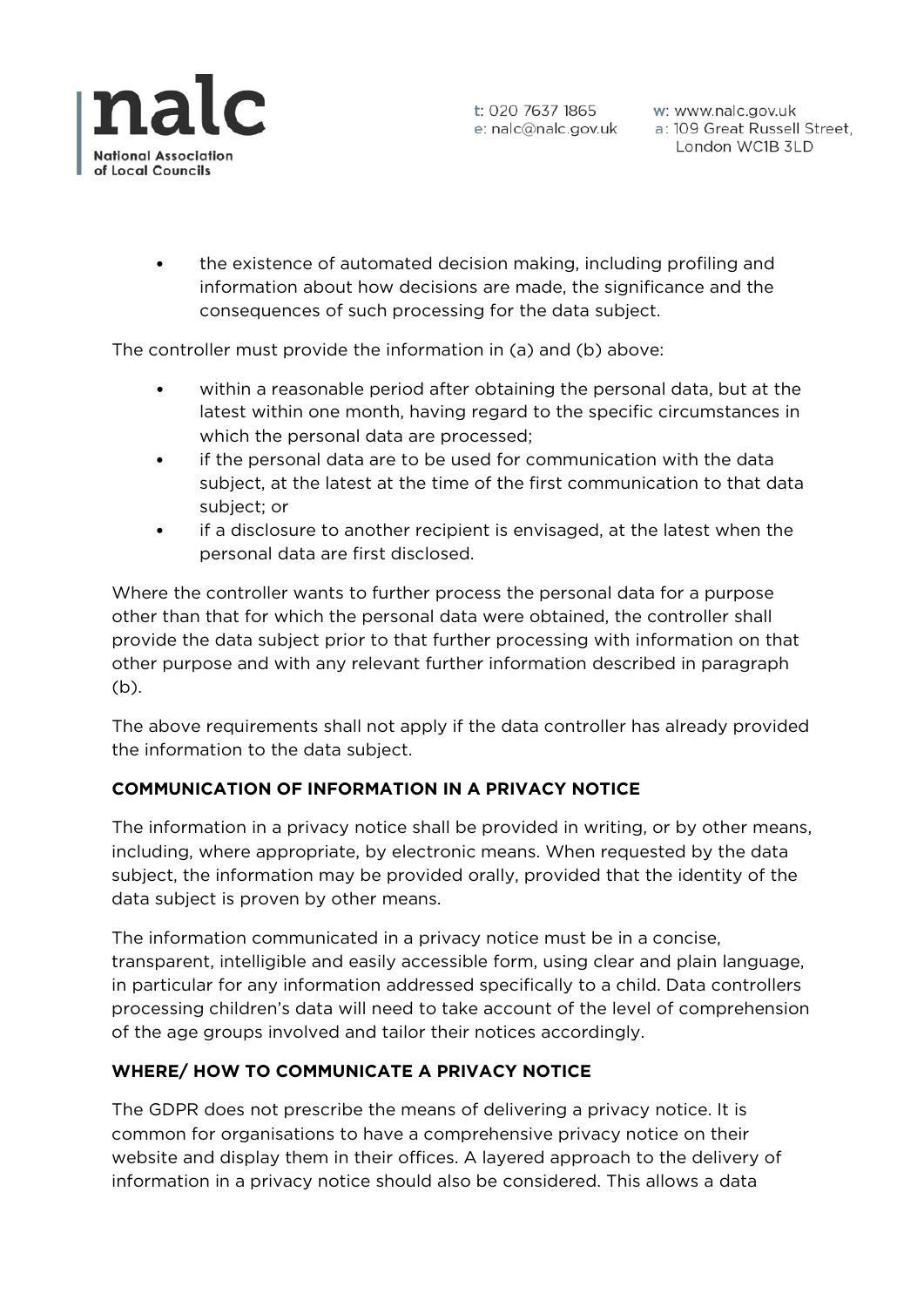- the existence of automated decision making, including profiling and information about how decisions are made, the significance and the consequences of such processing for the data subject.

The controller must provide the information in (a) and (b) above:

- within a reasonable period after obtaining the personal data, but at the latest within one month, having regard to the specific circumstances in which the personal data are processed;
- if the personal data are to be used for communication with the data subject, at the latest at the time of the first communication to that data subject; or
- if a disclosure to another recipient is envisaged, at the latest when the personal data are first disclosed.

Where the controller wants to further process the personal data for a purpose other than that for which the personal data were obtained, the controller shall provide the data subject prior to that further processing with information on that other purpose and with any relevant further information described in paragraph (b).

The above requirements shall not apply if the data controller has already provided the information to the data subject.

**COMMUNICATION OF INFORMATION IN A PRIVACY NOTICE**

The information in a privacy notice shall be provided in writing, or by other means, including, where appropriate, by electronic means. When requested by the data subject, the information may be provided orally, provided that the identity of the data subject is proven by other means.

The information communicated in a privacy notice must be in a concise, transparent, intelligible and easily accessible form, using clear and plain language, in particular for any information addressed specifically to a child. Data controllers processing children's data will need to take account of the level of comprehension of the age groups involved and tailor their notices accordingly.

**WHERE/ HOW TO COMMUNICATE A PRIVACY NOTICE**

The GDPR does not prescribe the means of delivering a privacy notice. It is common for organisations to have a comprehensive privacy notice on their website and display them in their offices. A layered approach to the delivery of information in a privacy notice should also be considered. This allows a data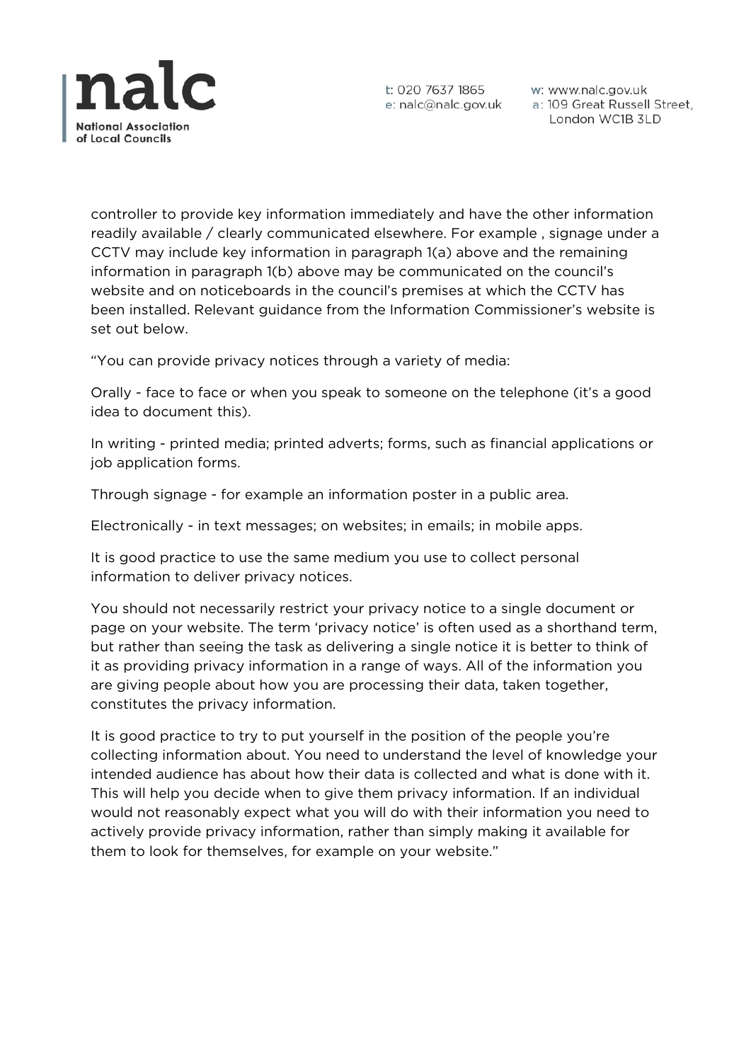controller to provide key information immediately and have the other information readily available / clearly communicated elsewhere. For example , signage under a CCTV may include key information in paragraph 1(a) above and the remaining information in paragraph 1(b) above may be communicated on the council's website and on noticeboards in the council's premises at which the CCTV has been installed. Relevant guidance from the Information Commissioner's website is set out below.

"You can provide privacy notices through a variety of media:

Orally - face to face or when you speak to someone on the telephone (it's a good idea to document this).

In writing - printed media; printed adverts; forms, such as financial applications or job application forms.

Through signage - for example an information poster in a public area.

Electronically - in text messages; on websites; in emails; in mobile apps.

It is good practice to use the same medium you use to collect personal information to deliver privacy notices.

You should not necessarily restrict your privacy notice to a single document or page on your website. The term 'privacy notice' is often used as a shorthand term, but rather than seeing the task as delivering a single notice it is better to think of it as providing privacy information in a range of ways. All of the information you are giving people about how you are processing their data, taken together, constitutes the privacy information.

It is good practice to try to put yourself in the position of the people you're collecting information about. You need to understand the level of knowledge your intended audience has about how their data is collected and what is done with it. This will help you decide when to give them privacy information. If an individual would not reasonably expect what you will do with their information you need to actively provide privacy information, rather than simply making it available for them to look for themselves, for example on your website."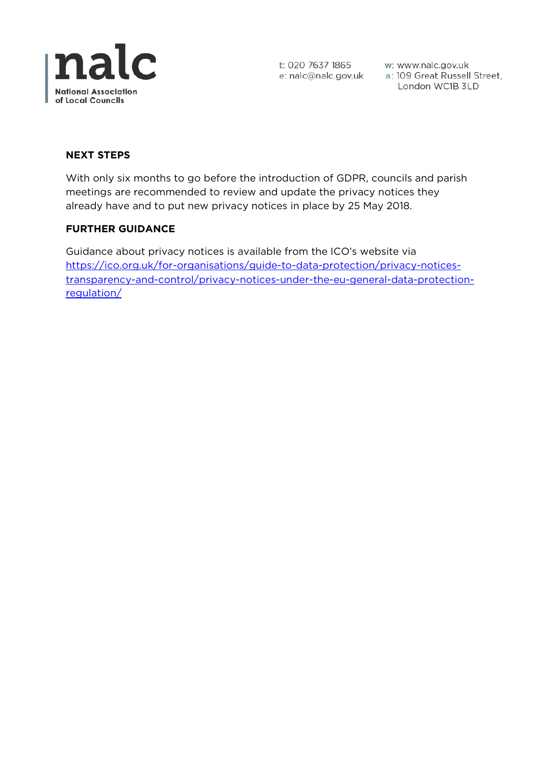## NEXT STEPS

With only six months to go before the introduction of GDPR, councils and parish meetings are recommended to review and update the privacy notices they already have and to put new privacy notices in place by 25 May 2018.

## FURTHER GUIDANCE

Guidance about privacy notices is available from the ICO's website via https://ico.org.uk/for-organisations/guide-to-data-protection/privacy-notices-transparency-and-control/privacy-notices-under-the-eu-general-data-protection-regulation/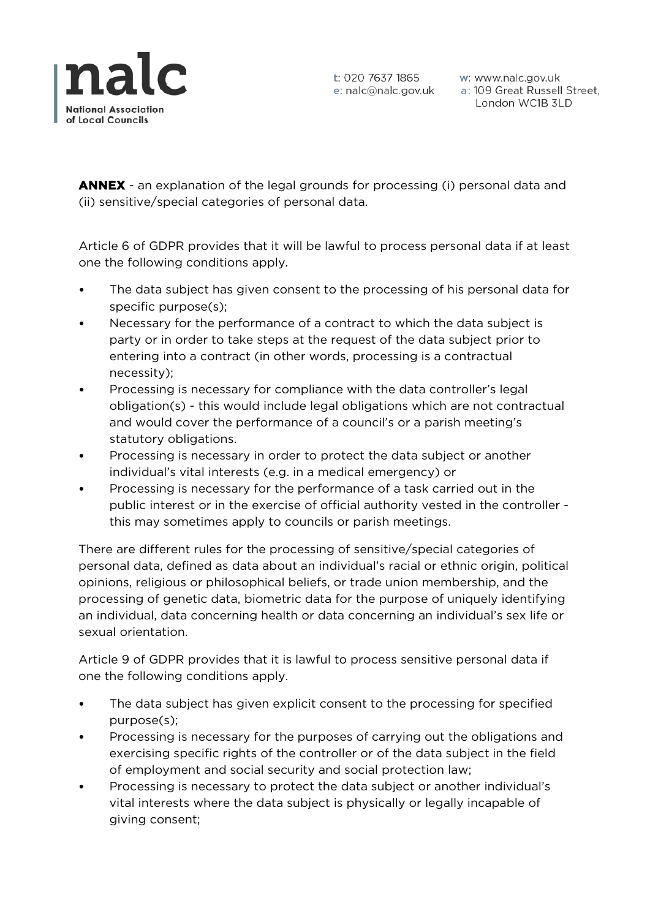**ANNEX** - an explanation of the legal grounds for processing (i) personal data and (ii) sensitive/special categories of personal data.

Article 6 of GDPR provides that it will be lawful to process personal data if at least one the following conditions apply.

- The data subject has given consent to the processing of his personal data for specific purpose(s);
- Necessary for the performance of a contract to which the data subject is party or in order to take steps at the request of the data subject prior to entering into a contract (in other words, processing is a contractual necessity);
- Processing is necessary for compliance with the data controller's legal obligation(s) - this would include legal obligations which are not contractual and would cover the performance of a council's or a parish meeting's statutory obligations.
- Processing is necessary in order to protect the data subject or another individual's vital interests (e.g. in a medical emergency) or
- Processing is necessary for the performance of a task carried out in the public interest or in the exercise of official authority vested in the controller - this may sometimes apply to councils or parish meetings.

There are different rules for the processing of sensitive/special categories of personal data, defined as data about an individual's racial or ethnic origin, political opinions, religious or philosophical beliefs, or trade union membership, and the processing of genetic data, biometric data for the purpose of uniquely identifying an individual, data concerning health or data concerning an individual's sex life or sexual orientation.

Article 9 of GDPR provides that it is lawful to process sensitive personal data if one the following conditions apply.

- The data subject has given explicit consent to the processing for specified purpose(s);
- Processing is necessary for the purposes of carrying out the obligations and exercising specific rights of the controller or of the data subject in the field of employment and social security and social protection law;
- Processing is necessary to protect the data subject or another individual's vital interests where the data subject is physically or legally incapable of giving consent;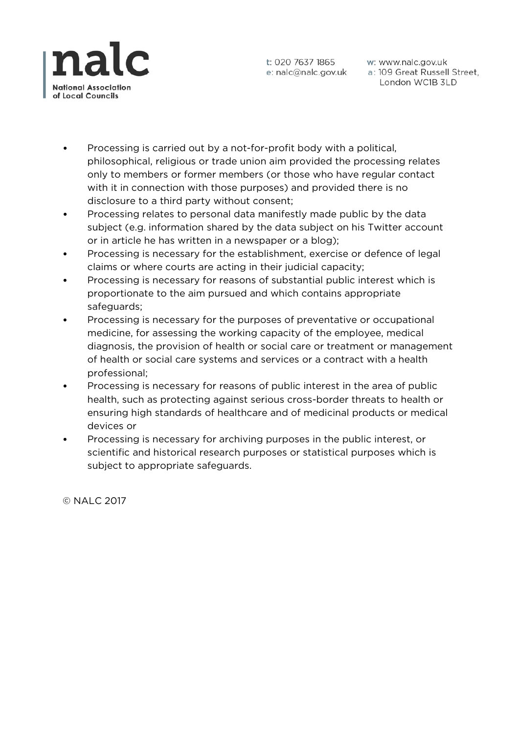- Processing is carried out by a not-for-profit body with a political, philosophical, religious or trade union aim provided the processing relates only to members or former members (or those who have regular contact with it in connection with those purposes) and provided there is no disclosure to a third party without consent;
- Processing relates to personal data manifestly made public by the data subject (e.g. information shared by the data subject on his Twitter account or in article he has written in a newspaper or a blog);
- Processing is necessary for the establishment, exercise or defence of legal claims or where courts are acting in their judicial capacity;
- Processing is necessary for reasons of substantial public interest which is proportionate to the aim pursued and which contains appropriate safeguards;
- Processing is necessary for the purposes of preventative or occupational medicine, for assessing the working capacity of the employee, medical diagnosis, the provision of health or social care or treatment or management of health or social care systems and services or a contract with a health professional;
- Processing is necessary for reasons of public interest in the area of public health, such as protecting against serious cross-border threats to health or ensuring high standards of healthcare and of medicinal products or medical devices or
- Processing is necessary for archiving purposes in the public interest, or scientific and historical research purposes or statistical purposes which is subject to appropriate safeguards.

© NALC 2017